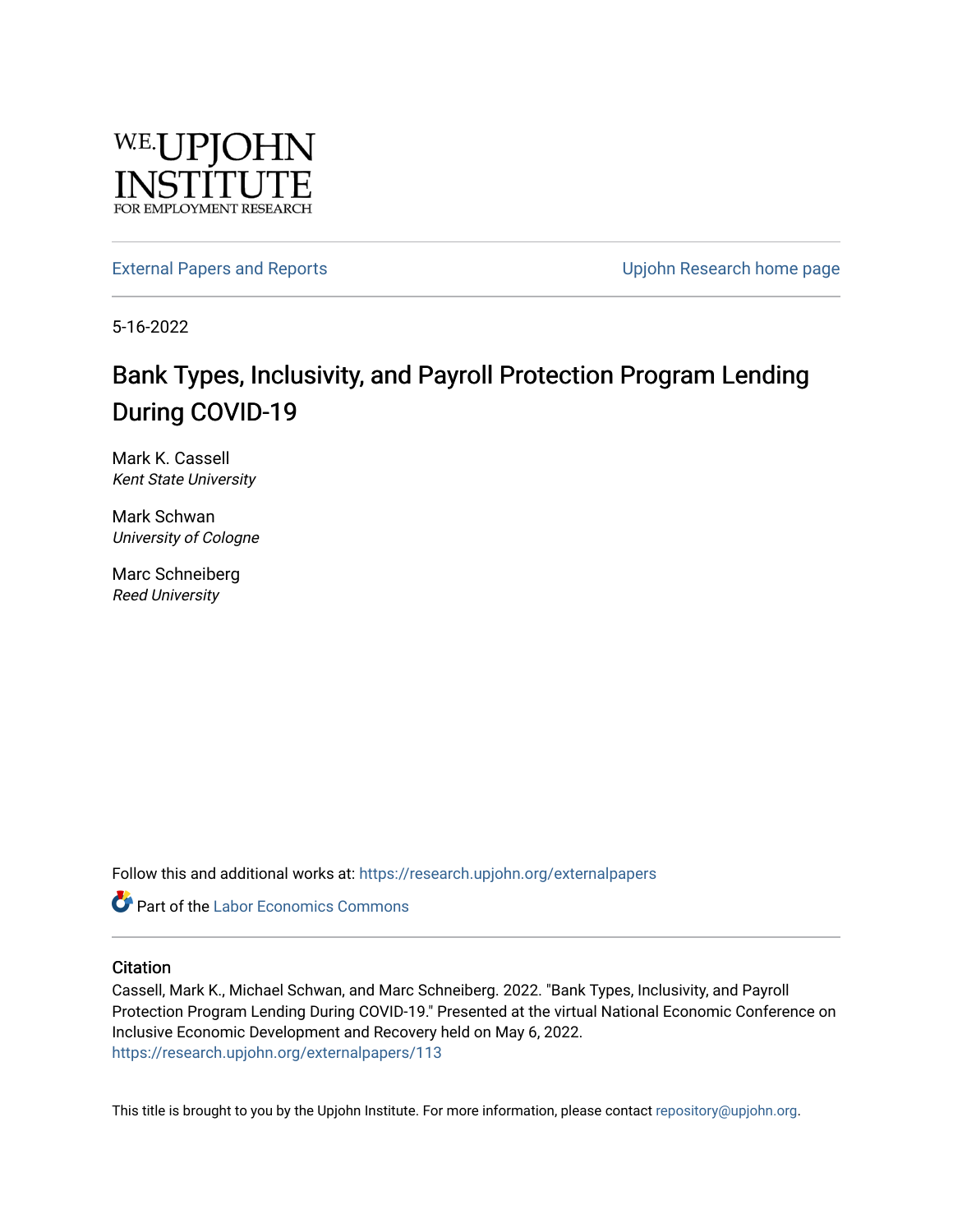W.E. UPJOHN INSTITUTE FOR EMPLOYMENT RESEARCH

External Papers and Reports

Upjohn Research home page

5-16-2022

# Bank Types, Inclusivity, and Payroll Protection Program Lending During COVID-19

Mark K. Cassell
*Kent State University*

Mark Schwan
*University of Cologne*

Marc Schneiberg
*Reed University*

Follow this and additional works at: https://research.upjohn.org/externalpapers

Part of the Labor Economics Commons

## Citation

Cassell, Mark K., Michael Schwan, and Marc Schneiberg. 2022. "Bank Types, Inclusivity, and Payroll Protection Program Lending During COVID-19." Presented at the virtual National Economic Conference on Inclusive Economic Development and Recovery held on May 6, 2022.
https://research.upjohn.org/externalpapers/113

This title is brought to you by the Upjohn Institute. For more information, please contact repository@upjohn.org.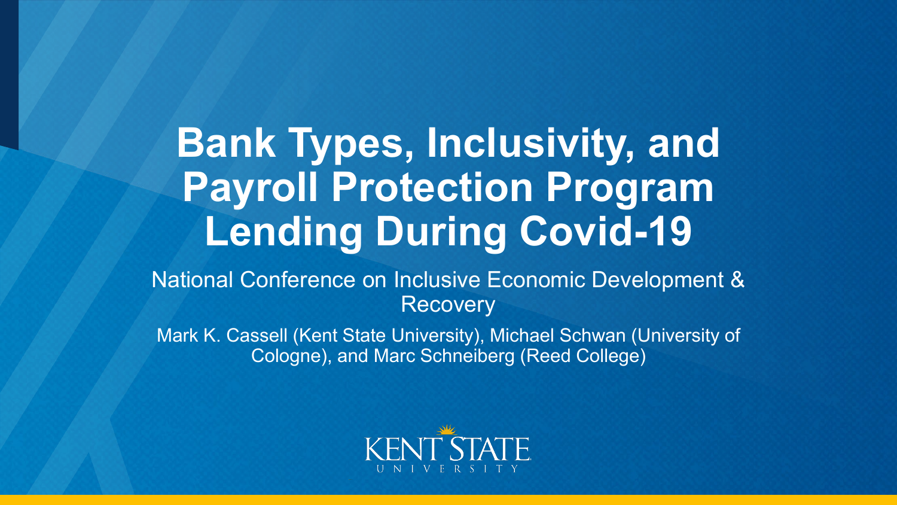# Bank Types, Inclusivity, and Payroll Protection Program Lending During Covid-19

National Conference on Inclusive Economic Development & Recovery

Mark K. Cassell (Kent State University), Michael Schwan (University of Cologne), and Marc Schneiberg (Reed College)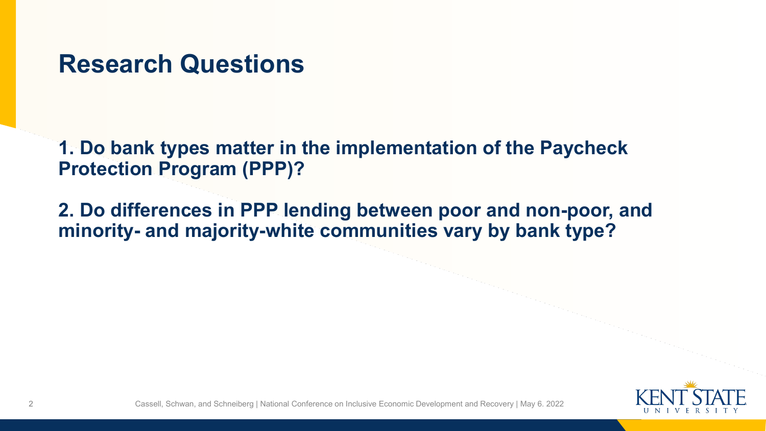# Research Questions

**1. Do bank types matter in the implementation of the Paycheck Protection Program (PPP)?**

**2. Do differences in PPP lending between poor and non-poor, and minority- and majority-white communities vary by bank type?**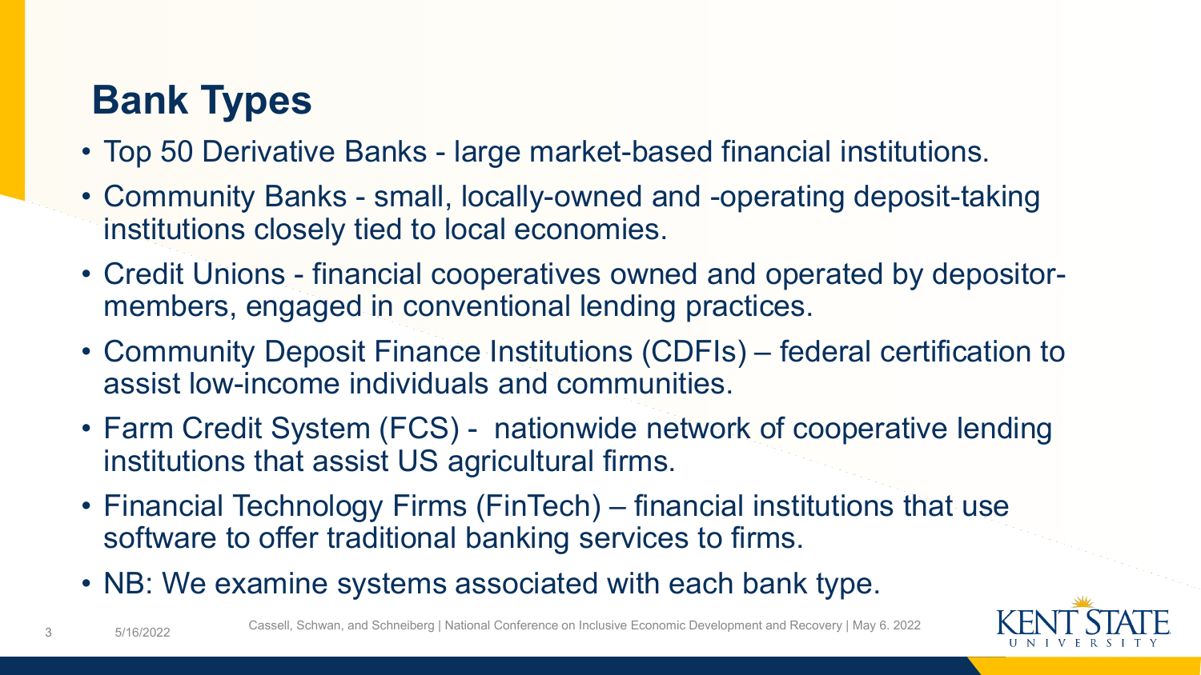# Bank Types

- Top 50 Derivative Banks - large market-based financial institutions.
- Community Banks - small, locally-owned and -operating deposit-taking institutions closely tied to local economies.
- Credit Unions - financial cooperatives owned and operated by depositor-members, engaged in conventional lending practices.
- Community Deposit Finance Institutions (CDFIs) – federal certification to assist low-income individuals and communities.
- Farm Credit System (FCS) - nationwide network of cooperative lending institutions that assist US agricultural firms.
- Financial Technology Firms (FinTech) – financial institutions that use software to offer traditional banking services to firms.
- NB: We examine systems associated with each bank type.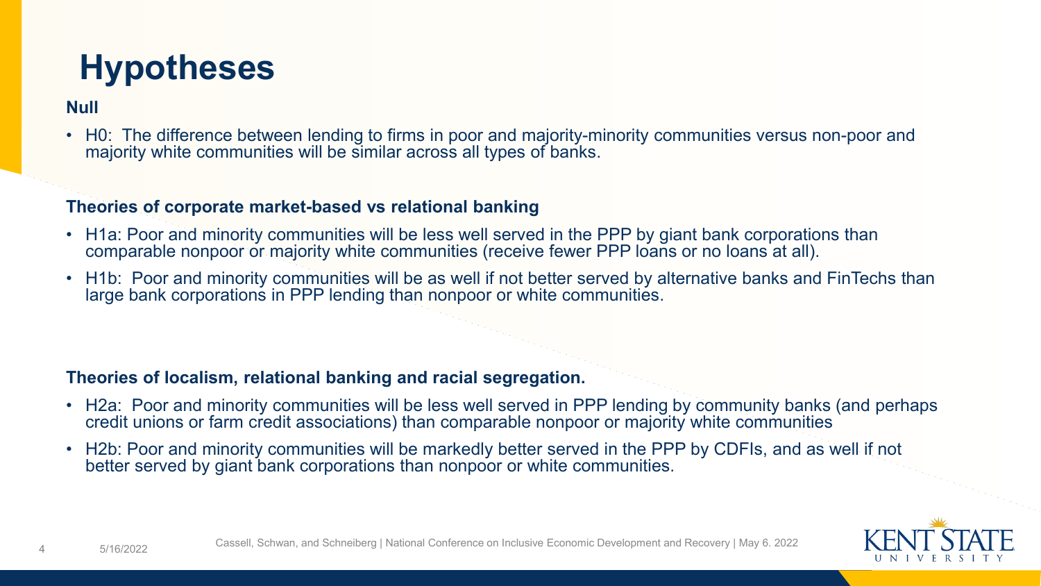# Hypotheses

**Null**

- H0: The difference between lending to firms in poor and majority-minority communities versus non-poor and majority white communities will be similar across all types of banks.

**Theories of corporate market-based vs relational banking**

- H1a: Poor and minority communities will be less well served in the PPP by giant bank corporations than comparable nonpoor or majority white communities (receive fewer PPP loans or no loans at all).
- H1b: Poor and minority communities will be as well if not better served by alternative banks and FinTechs than large bank corporations in PPP lending than nonpoor or white communities.

**Theories of localism, relational banking and racial segregation.**

- H2a: Poor and minority communities will be less well served in PPP lending by community banks (and perhaps credit unions or farm credit associations) than comparable nonpoor or majority white communities
- H2b: Poor and minority communities will be markedly better served in the PPP by CDFIs, and as well if not better served by giant bank corporations than nonpoor or white communities.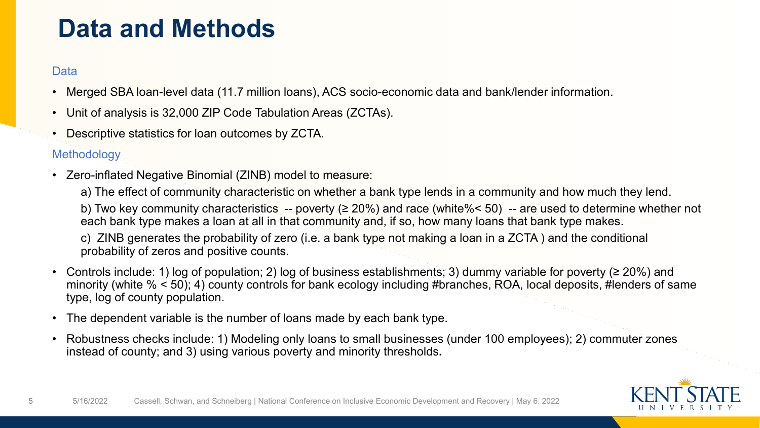# Data and Methods

### Data

- Merged SBA loan-level data (11.7 million loans), ACS socio-economic data and bank/lender information.
- Unit of analysis is 32,000 ZIP Code Tabulation Areas (ZCTAs).
- Descriptive statistics for loan outcomes by ZCTA.

### Methodology

- Zero-inflated Negative Binomial (ZINB) model to measure:
  - a) The effect of community characteristic on whether a bank type lends in a community and how much they lend.
  - b) Two key community characteristics -- poverty (≥ 20%) and race (white%< 50) -- are used to determine whether not each bank type makes a loan at all in that community and, if so, how many loans that bank type makes.
  - c) ZINB generates the probability of zero (i.e. a bank type not making a loan in a ZCTA ) and the conditional probability of zeros and positive counts.
- Controls include: 1) log of population; 2) log of business establishments; 3) dummy variable for poverty (≥ 20%) and minority (white % < 50); 4) county controls for bank ecology including #branches, ROA, local deposits, #lenders of same type, log of county population.
- The dependent variable is the number of loans made by each bank type.
- Robustness checks include: 1) Modeling only loans to small businesses (under 100 employees); 2) commuter zones instead of county; and 3) using various poverty and minority thresholds**.**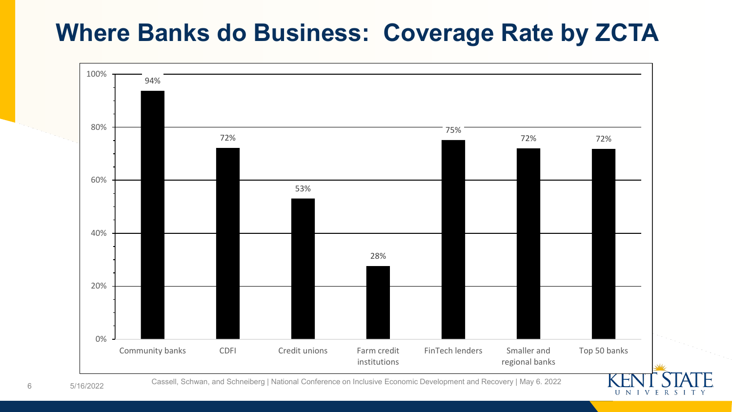# Where Banks do Business: Coverage Rate by ZCTA

| Institution type | Coverage rate |
|---|---|
| Community banks | 94% |
| CDFI | 72% |
| Credit unions | 53% |
| Farm credit institutions | 28% |
| FinTech lenders | 75% |
| Smaller and regional banks | 72% |
| Top 50 banks | 72% |

Cassell, Schwan, and Schneiberg | National Conference on Inclusive Economic Development and Recovery | May 6. 2022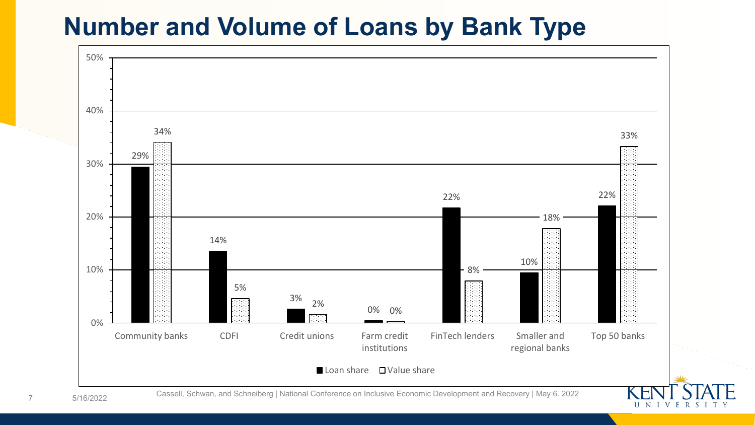# Number and Volume of Loans by Bank Type

| Bank type | Loan share | Value share |
| --- | --- | --- |
| Community banks | 29% | 34% |
| CDFI | 14% | 5% |
| Credit unions | 3% | 2% |
| Farm credit institutions | 0% | 0% |
| FinTech lenders | 22% | 8% |
| Smaller and regional banks | 10% | 18% |
| Top 50 banks | 22% | 33% |

Cassell, Schwan, and Schneiberg | National Conference on Inclusive Economic Development and Recovery | May 6. 2022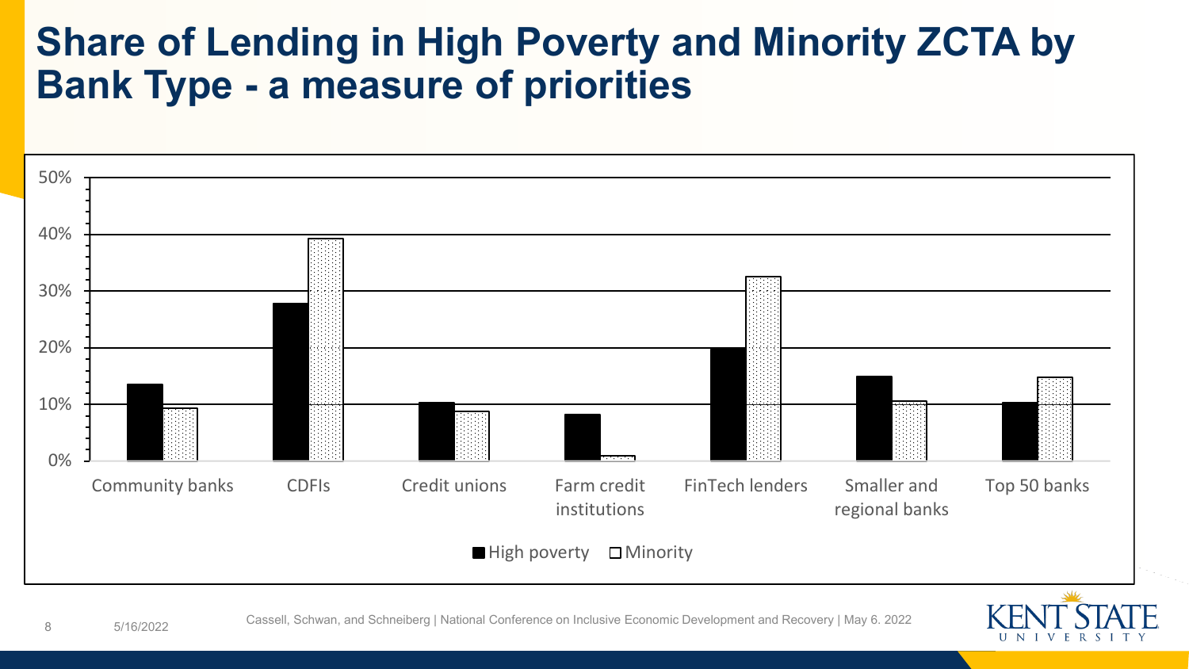# Share of Lending in High Poverty and Minority ZCTA by Bank Type - a measure of priorities

50%
40%
30%
20%
10%
0%

Community banks | CDFIs | Credit unions | Farm credit institutions | FinTech lenders | Smaller and regional banks | Top 50 banks

■ High poverty □ Minority

Cassell, Schwan, and Schneiberg | National Conference on Inclusive Economic Development and Recovery | May 6. 2022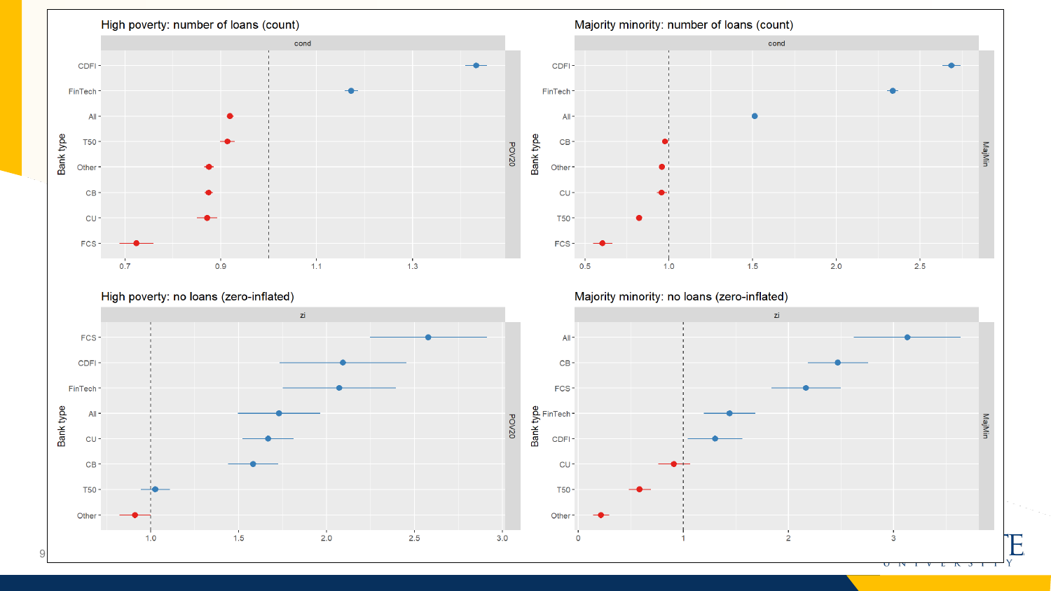### High poverty: number of loans (count)

### Majority minority: number of loans (count)

### High poverty: no loans (zero-inflated)

### Majority minority: no loans (zero-inflated)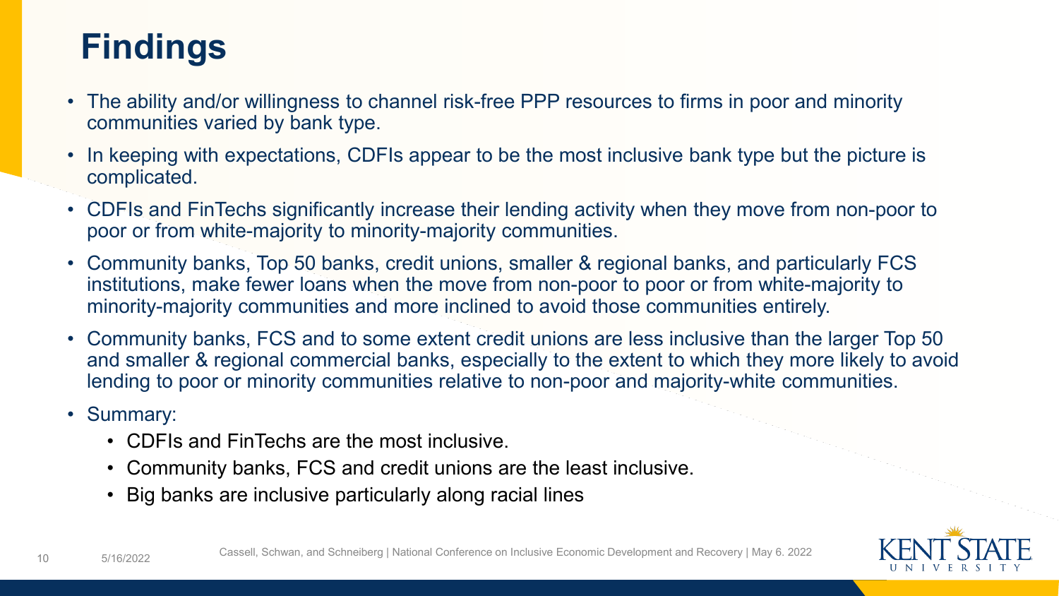# Findings

- The ability and/or willingness to channel risk-free PPP resources to firms in poor and minority communities varied by bank type.
- In keeping with expectations, CDFIs appear to be the most inclusive bank type but the picture is complicated.
- CDFIs and FinTechs significantly increase their lending activity when they move from non-poor to poor or from white-majority to minority-majority communities.
- Community banks, Top 50 banks, credit unions, smaller & regional banks, and particularly FCS institutions, make fewer loans when the move from non-poor to poor or from white-majority to minority-majority communities and more inclined to avoid those communities entirely.
- Community banks, FCS and to some extent credit unions are less inclusive than the larger Top 50 and smaller & regional commercial banks, especially to the extent to which they more likely to avoid lending to poor or minority communities relative to non-poor and majority-white communities.
- Summary:
  - CDFIs and FinTechs are the most inclusive.
  - Community banks, FCS and credit unions are the least inclusive.
  - Big banks are inclusive particularly along racial lines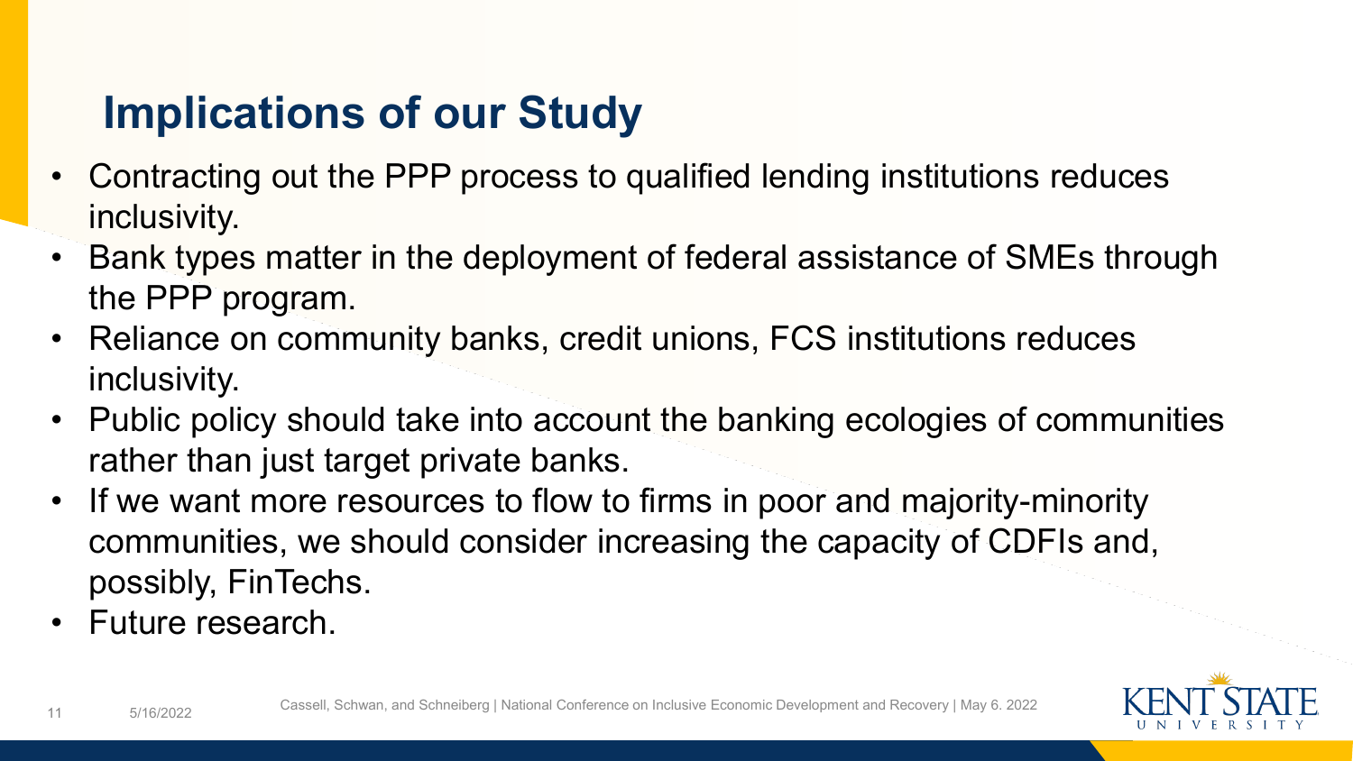## Implications of our Study

- Contracting out the PPP process to qualified lending institutions reduces inclusivity.
- Bank types matter in the deployment of federal assistance of SMEs through the PPP program.
- Reliance on community banks, credit unions, FCS institutions reduces inclusivity.
- Public policy should take into account the banking ecologies of communities rather than just target private banks.
- If we want more resources to flow to firms in poor and majority-minority communities, we should consider increasing the capacity of CDFIs and, possibly, FinTechs.
- Future research.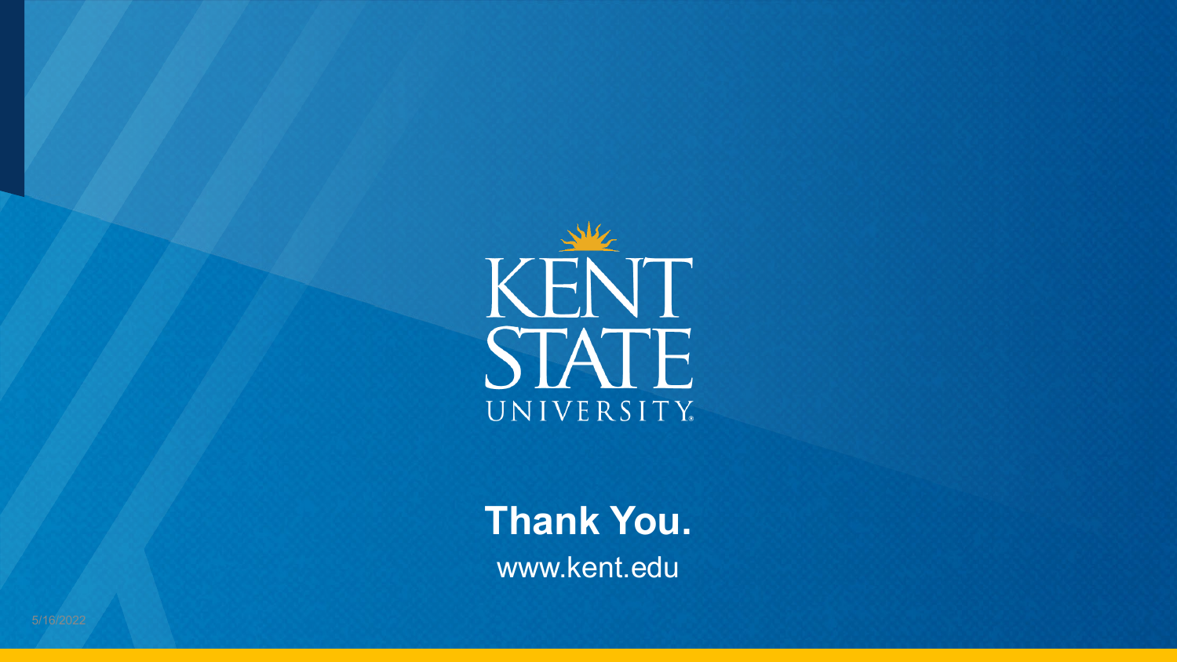KENT STATE UNIVERSITY

**Thank You.**

www.kent.edu